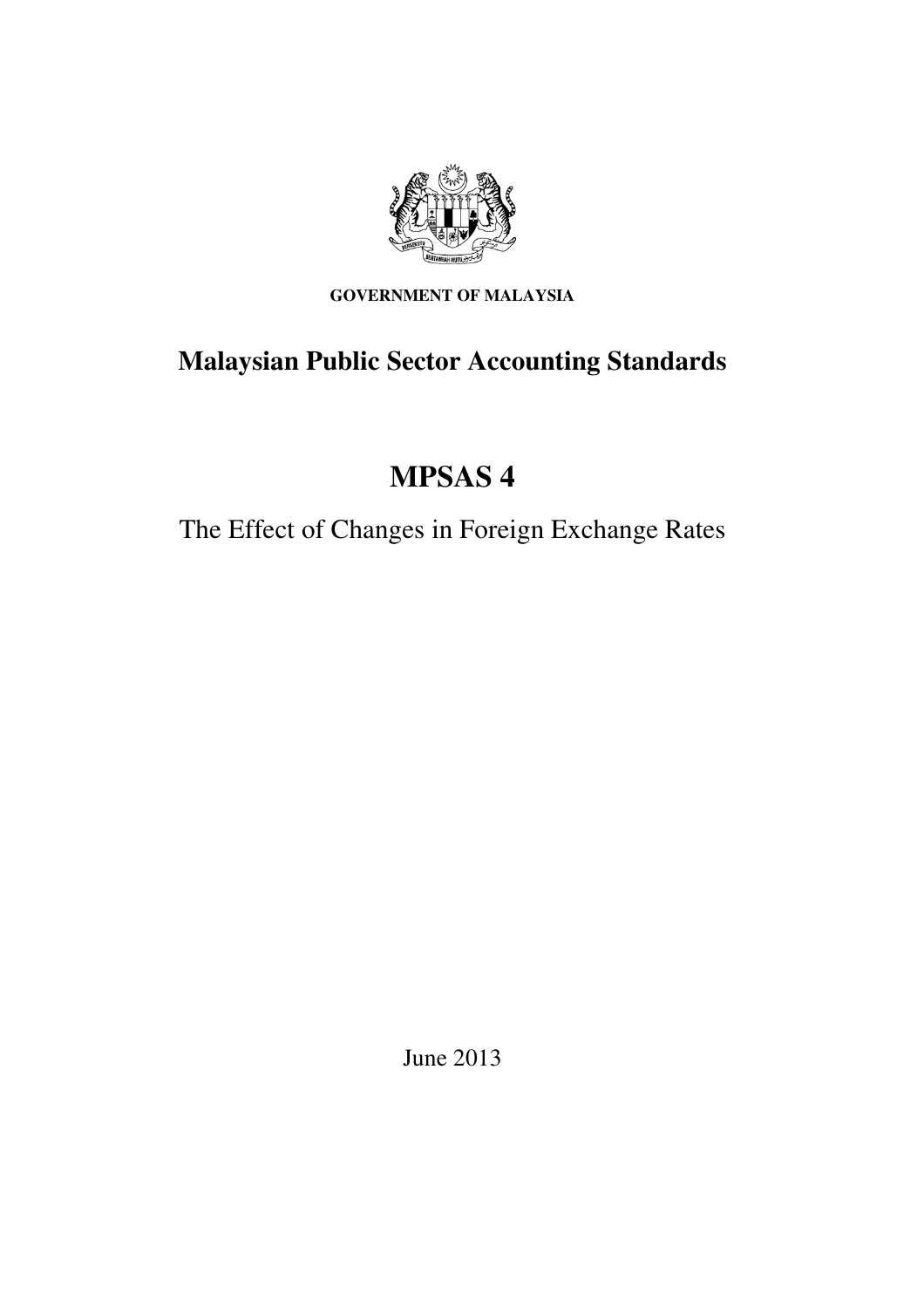**GOVERNMENT OF MALAYSIA**

# Malaysian Public Sector Accounting Standards

# MPSAS 4

The Effect of Changes in Foreign Exchange Rates

June 2013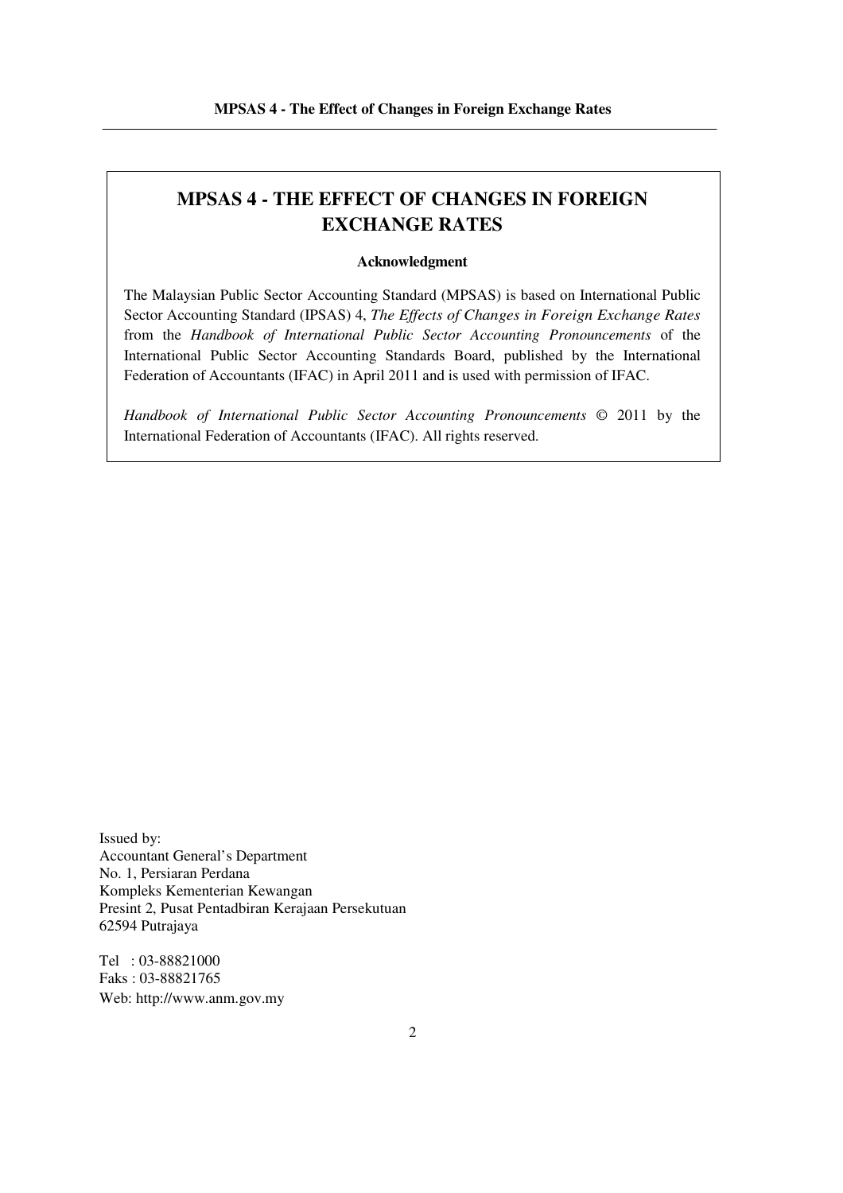# MPSAS 4 - THE EFFECT OF CHANGES IN FOREIGN EXCHANGE RATES

**Acknowledgment**

The Malaysian Public Sector Accounting Standard (MPSAS) is based on International Public Sector Accounting Standard (IPSAS) 4, *The Effects of Changes in Foreign Exchange Rates* from the *Handbook of International Public Sector Accounting Pronouncements* of the International Public Sector Accounting Standards Board, published by the International Federation of Accountants (IFAC) in April 2011 and is used with permission of IFAC.

*Handbook of International Public Sector Accounting Pronouncements* © 2011 by the International Federation of Accountants (IFAC). All rights reserved.

Issued by:
Accountant General's Department
No. 1, Persiaran Perdana
Kompleks Kementerian Kewangan
Presint 2, Pusat Pentadbiran Kerajaan Persekutuan
62594 Putrajaya

Tel : 03-88821000
Faks : 03-88821765
Web: http://www.anm.gov.my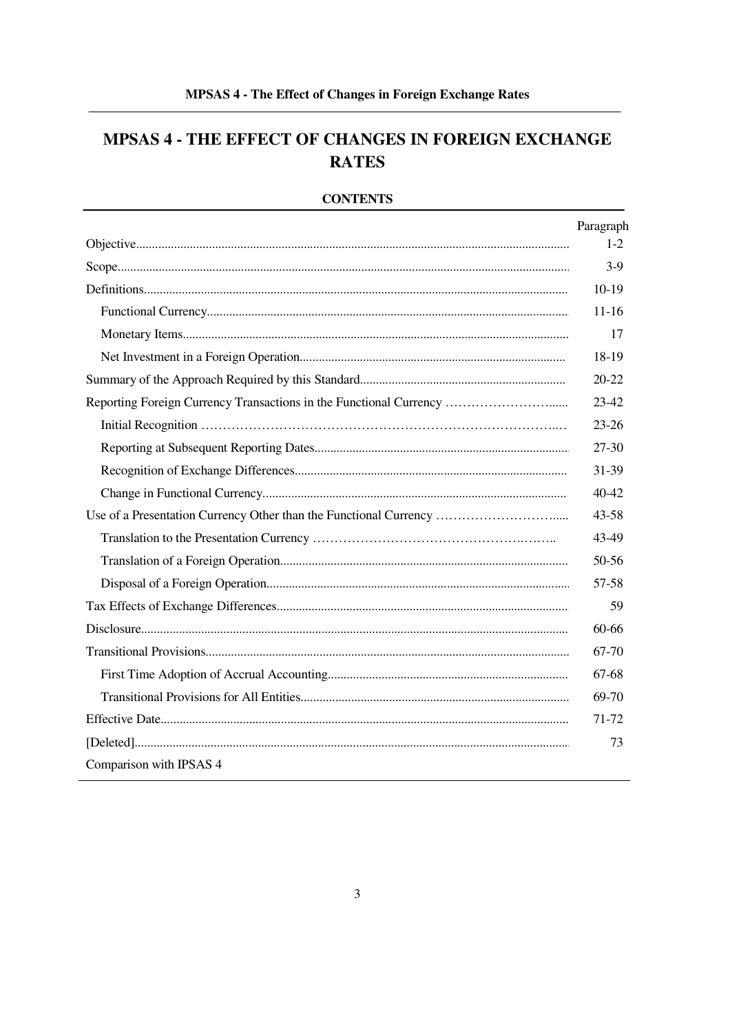# MPSAS 4 - THE EFFECT OF CHANGES IN FOREIGN EXCHANGE RATES

## CONTENTS

| | Paragraph |
|---|---|
| Objective | 1-2 |
| Scope | 3-9 |
| Definitions | 10-19 |
| Functional Currency | 11-16 |
| Monetary Items | 17 |
| Net Investment in a Foreign Operation | 18-19 |
| Summary of the Approach Required by this Standard | 20-22 |
| Reporting Foreign Currency Transactions in the Functional Currency | 23-42 |
| Initial Recognition | 23-26 |
| Reporting at Subsequent Reporting Dates | 27-30 |
| Recognition of Exchange Differences | 31-39 |
| Change in Functional Currency | 40-42 |
| Use of a Presentation Currency Other than the Functional Currency | 43-58 |
| Translation to the Presentation Currency | 43-49 |
| Translation of a Foreign Operation | 50-56 |
| Disposal of a Foreign Operation | 57-58 |
| Tax Effects of Exchange Differences | 59 |
| Disclosure | 60-66 |
| Transitional Provisions | 67-70 |
| First Time Adoption of Accrual Accounting | 67-68 |
| Transitional Provisions for All Entities | 69-70 |
| Effective Date | 71-72 |
| [Deleted] | 73 |
| Comparison with IPSAS 4 | |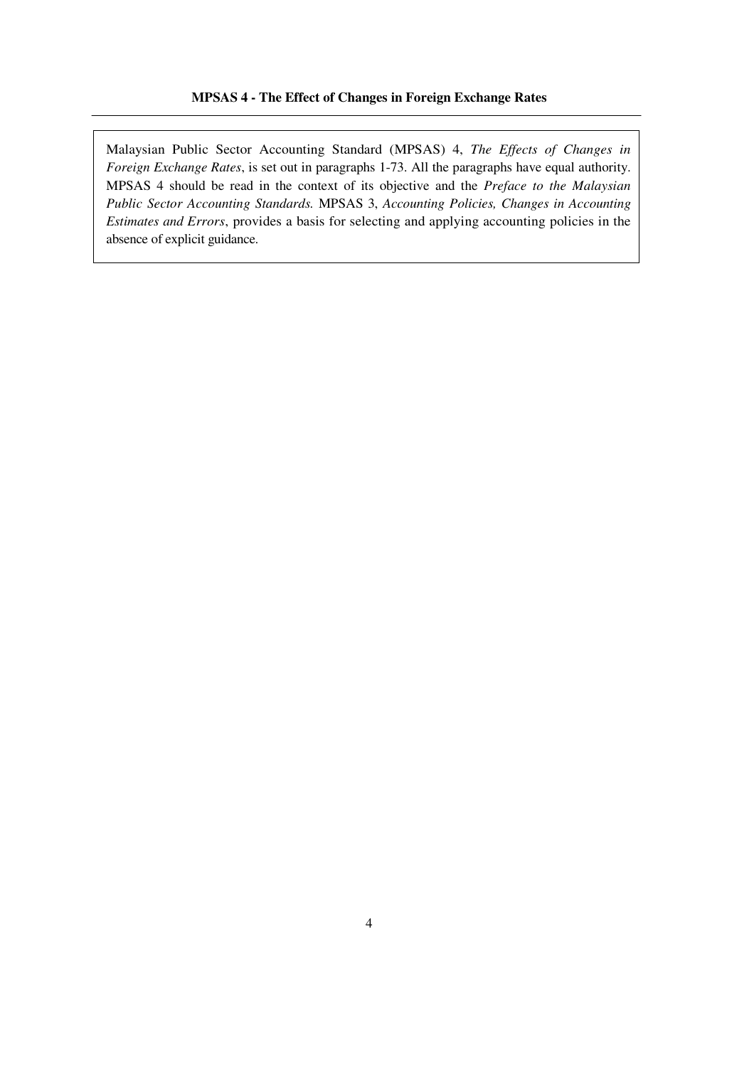**MPSAS 4 - The Effect of Changes in Foreign Exchange Rates**

---

Malaysian Public Sector Accounting Standard (MPSAS) 4, *The Effects of Changes in Foreign Exchange Rates*, is set out in paragraphs 1-73. All the paragraphs have equal authority. MPSAS 4 should be read in the context of its objective and the *Preface to the Malaysian Public Sector Accounting Standards.* MPSAS 3, *Accounting Policies, Changes in Accounting Estimates and Errors*, provides a basis for selecting and applying accounting policies in the absence of explicit guidance.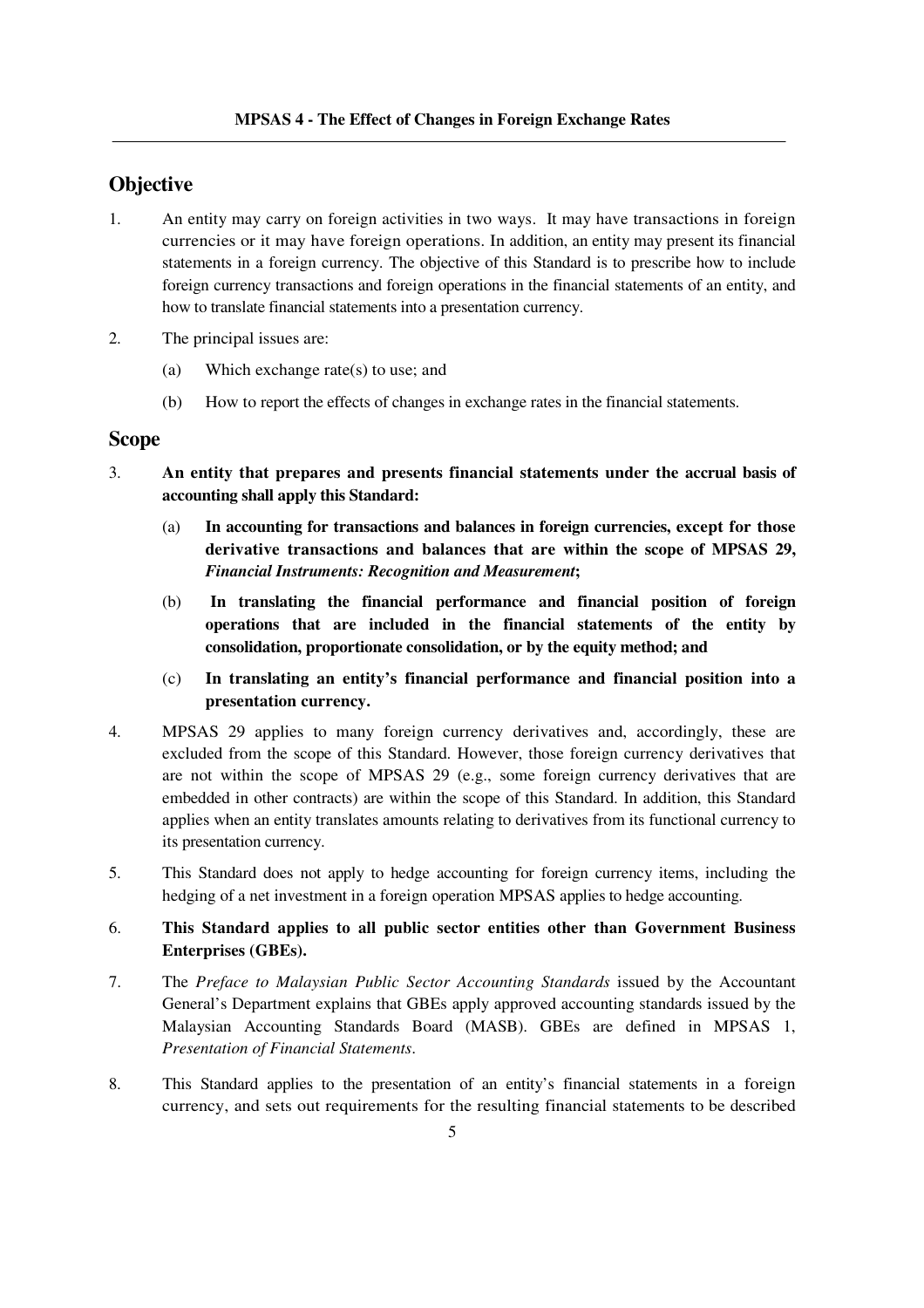## Objective

1. An entity may carry on foreign activities in two ways. It may have transactions in foreign currencies or it may have foreign operations. In addition, an entity may present its financial statements in a foreign currency. The objective of this Standard is to prescribe how to include foreign currency transactions and foreign operations in the financial statements of an entity, and how to translate financial statements into a presentation currency.

2. The principal issues are:

   (a) Which exchange rate(s) to use; and

   (b) How to report the effects of changes in exchange rates in the financial statements.

## Scope

3. **An entity that prepares and presents financial statements under the accrual basis of accounting shall apply this Standard:**

   (a) **In accounting for transactions and balances in foreign currencies, except for those derivative transactions and balances that are within the scope of MPSAS 29, *Financial Instruments: Recognition and Measurement*;**

   (b) **In translating the financial performance and financial position of foreign operations that are included in the financial statements of the entity by consolidation, proportionate consolidation, or by the equity method; and**

   (c) **In translating an entity's financial performance and financial position into a presentation currency.**

4. MPSAS 29 applies to many foreign currency derivatives and, accordingly, these are excluded from the scope of this Standard. However, those foreign currency derivatives that are not within the scope of MPSAS 29 (e.g., some foreign currency derivatives that are embedded in other contracts) are within the scope of this Standard. In addition, this Standard applies when an entity translates amounts relating to derivatives from its functional currency to its presentation currency.

5. This Standard does not apply to hedge accounting for foreign currency items, including the hedging of a net investment in a foreign operation MPSAS applies to hedge accounting.

6. **This Standard applies to all public sector entities other than Government Business Enterprises (GBEs).**

7. The *Preface to Malaysian Public Sector Accounting Standards* issued by the Accountant General's Department explains that GBEs apply approved accounting standards issued by the Malaysian Accounting Standards Board (MASB). GBEs are defined in MPSAS 1, *Presentation of Financial Statements*.

8. This Standard applies to the presentation of an entity's financial statements in a foreign currency, and sets out requirements for the resulting financial statements to be described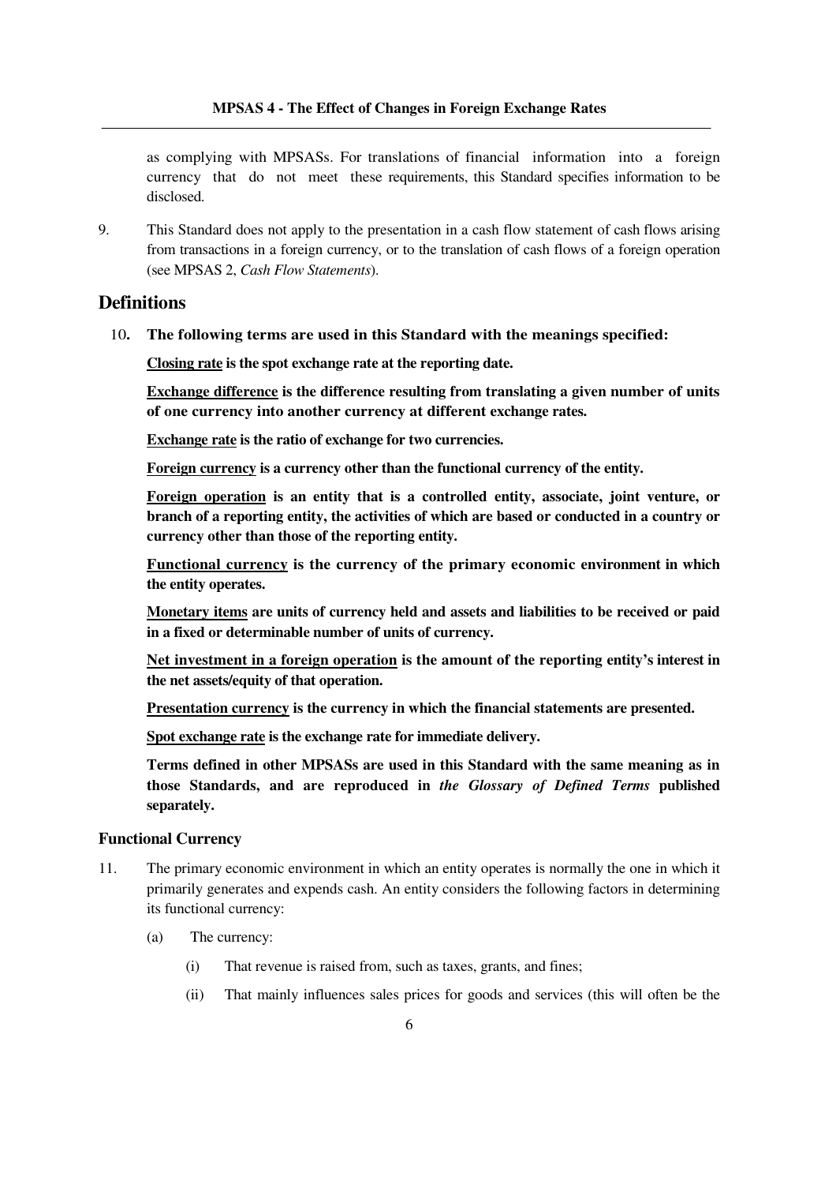as complying with MPSASs. For translations of financial information into a foreign currency that do not meet these requirements, this Standard specifies information to be disclosed.

9. This Standard does not apply to the presentation in a cash flow statement of cash flows arising from transactions in a foreign currency, or to the translation of cash flows of a foreign operation (see MPSAS 2, *Cash Flow Statements*).

## Definitions

10. **The following terms are used in this Standard with the meanings specified:**

**<u>Closing rate</u> is the spot exchange rate at the reporting date.**

**<u>Exchange difference</u> is the difference resulting from translating a given number of units of one currency into another currency at different exchange rates.**

**<u>Exchange rate</u> is the ratio of exchange for two currencies.**

**<u>Foreign currency</u> is a currency other than the functional currency of the entity.**

**<u>Foreign operation</u> is an entity that is a controlled entity, associate, joint venture, or branch of a reporting entity, the activities of which are based or conducted in a country or currency other than those of the reporting entity.**

**<u>Functional currency</u> is the currency of the primary economic environment in which the entity operates.**

**<u>Monetary items</u> are units of currency held and assets and liabilities to be received or paid in a fixed or determinable number of units of currency.**

**<u>Net investment in a foreign operation</u> is the amount of the reporting entity's interest in the net assets/equity of that operation.**

**<u>Presentation currency</u> is the currency in which the financial statements are presented.**

**<u>Spot exchange rate</u> is the exchange rate for immediate delivery.**

**Terms defined in other MPSASs are used in this Standard with the same meaning as in those Standards, and are reproduced in *the Glossary of Defined Terms* published separately.**

### Functional Currency

11. The primary economic environment in which an entity operates is normally the one in which it primarily generates and expends cash. An entity considers the following factors in determining its functional currency:

    (a) The currency:

        (i) That revenue is raised from, such as taxes, grants, and fines;

        (ii) That mainly influences sales prices for goods and services (this will often be the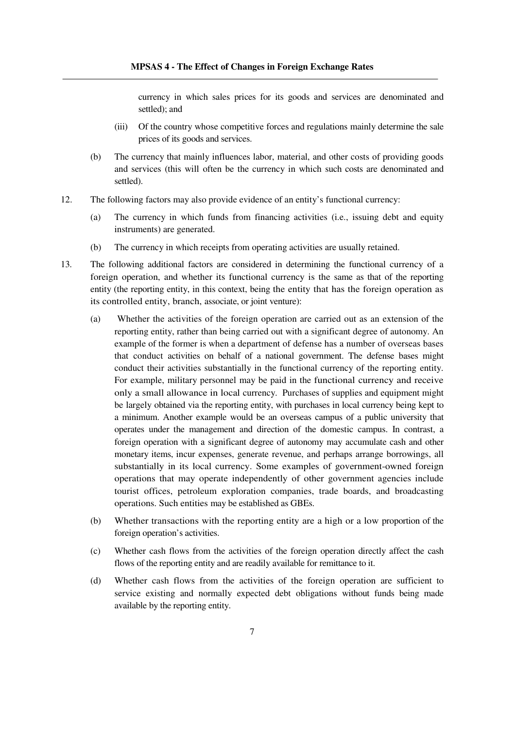currency in which sales prices for its goods and services are denominated and settled); and

(iii) Of the country whose competitive forces and regulations mainly determine the sale prices of its goods and services.

(b) The currency that mainly influences labor, material, and other costs of providing goods and services (this will often be the currency in which such costs are denominated and settled).

12. The following factors may also provide evidence of an entity's functional currency:

 (a) The currency in which funds from financing activities (i.e., issuing debt and equity instruments) are generated.

 (b) The currency in which receipts from operating activities are usually retained.

13. The following additional factors are considered in determining the functional currency of a foreign operation, and whether its functional currency is the same as that of the reporting entity (the reporting entity, in this context, being the entity that has the foreign operation as its controlled entity, branch, associate, or joint venture):

 (a) Whether the activities of the foreign operation are carried out as an extension of the reporting entity, rather than being carried out with a significant degree of autonomy. An example of the former is when a department of defense has a number of overseas bases that conduct activities on behalf of a national government. The defense bases might conduct their activities substantially in the functional currency of the reporting entity. For example, military personnel may be paid in the functional currency and receive only a small allowance in local currency. Purchases of supplies and equipment might be largely obtained via the reporting entity, with purchases in local currency being kept to a minimum. Another example would be an overseas campus of a public university that operates under the management and direction of the domestic campus. In contrast, a foreign operation with a significant degree of autonomy may accumulate cash and other monetary items, incur expenses, generate revenue, and perhaps arrange borrowings, all substantially in its local currency. Some examples of government-owned foreign operations that may operate independently of other government agencies include tourist offices, petroleum exploration companies, trade boards, and broadcasting operations. Such entities may be established as GBEs.

 (b) Whether transactions with the reporting entity are a high or a low proportion of the foreign operation's activities.

 (c) Whether cash flows from the activities of the foreign operation directly affect the cash flows of the reporting entity and are readily available for remittance to it.

 (d) Whether cash flows from the activities of the foreign operation are sufficient to service existing and normally expected debt obligations without funds being made available by the reporting entity.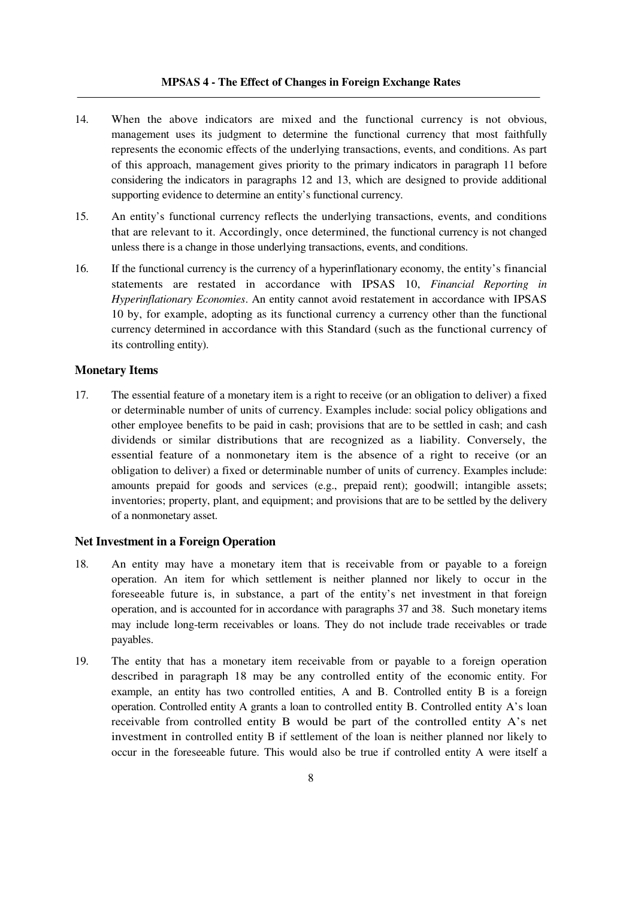14. When the above indicators are mixed and the functional currency is not obvious, management uses its judgment to determine the functional currency that most faithfully represents the economic effects of the underlying transactions, events, and conditions. As part of this approach, management gives priority to the primary indicators in paragraph 11 before considering the indicators in paragraphs 12 and 13, which are designed to provide additional supporting evidence to determine an entity's functional currency.

15. An entity's functional currency reflects the underlying transactions, events, and conditions that are relevant to it. Accordingly, once determined, the functional currency is not changed unless there is a change in those underlying transactions, events, and conditions.

16. If the functional currency is the currency of a hyperinflationary economy, the entity's financial statements are restated in accordance with IPSAS 10, *Financial Reporting in Hyperinflationary Economies*. An entity cannot avoid restatement in accordance with IPSAS 10 by, for example, adopting as its functional currency a currency other than the functional currency determined in accordance with this Standard (such as the functional currency of its controlling entity).

### Monetary Items

17. The essential feature of a monetary item is a right to receive (or an obligation to deliver) a fixed or determinable number of units of currency. Examples include: social policy obligations and other employee benefits to be paid in cash; provisions that are to be settled in cash; and cash dividends or similar distributions that are recognized as a liability. Conversely, the essential feature of a nonmonetary item is the absence of a right to receive (or an obligation to deliver) a fixed or determinable number of units of currency. Examples include: amounts prepaid for goods and services (e.g., prepaid rent); goodwill; intangible assets; inventories; property, plant, and equipment; and provisions that are to be settled by the delivery of a nonmonetary asset.

### Net Investment in a Foreign Operation

18. An entity may have a monetary item that is receivable from or payable to a foreign operation. An item for which settlement is neither planned nor likely to occur in the foreseeable future is, in substance, a part of the entity's net investment in that foreign operation, and is accounted for in accordance with paragraphs 37 and 38. Such monetary items may include long-term receivables or loans. They do not include trade receivables or trade payables.

19. The entity that has a monetary item receivable from or payable to a foreign operation described in paragraph 18 may be any controlled entity of the economic entity. For example, an entity has two controlled entities, A and B. Controlled entity B is a foreign operation. Controlled entity A grants a loan to controlled entity B. Controlled entity A's loan receivable from controlled entity B would be part of the controlled entity A's net investment in controlled entity B if settlement of the loan is neither planned nor likely to occur in the foreseeable future. This would also be true if controlled entity A were itself a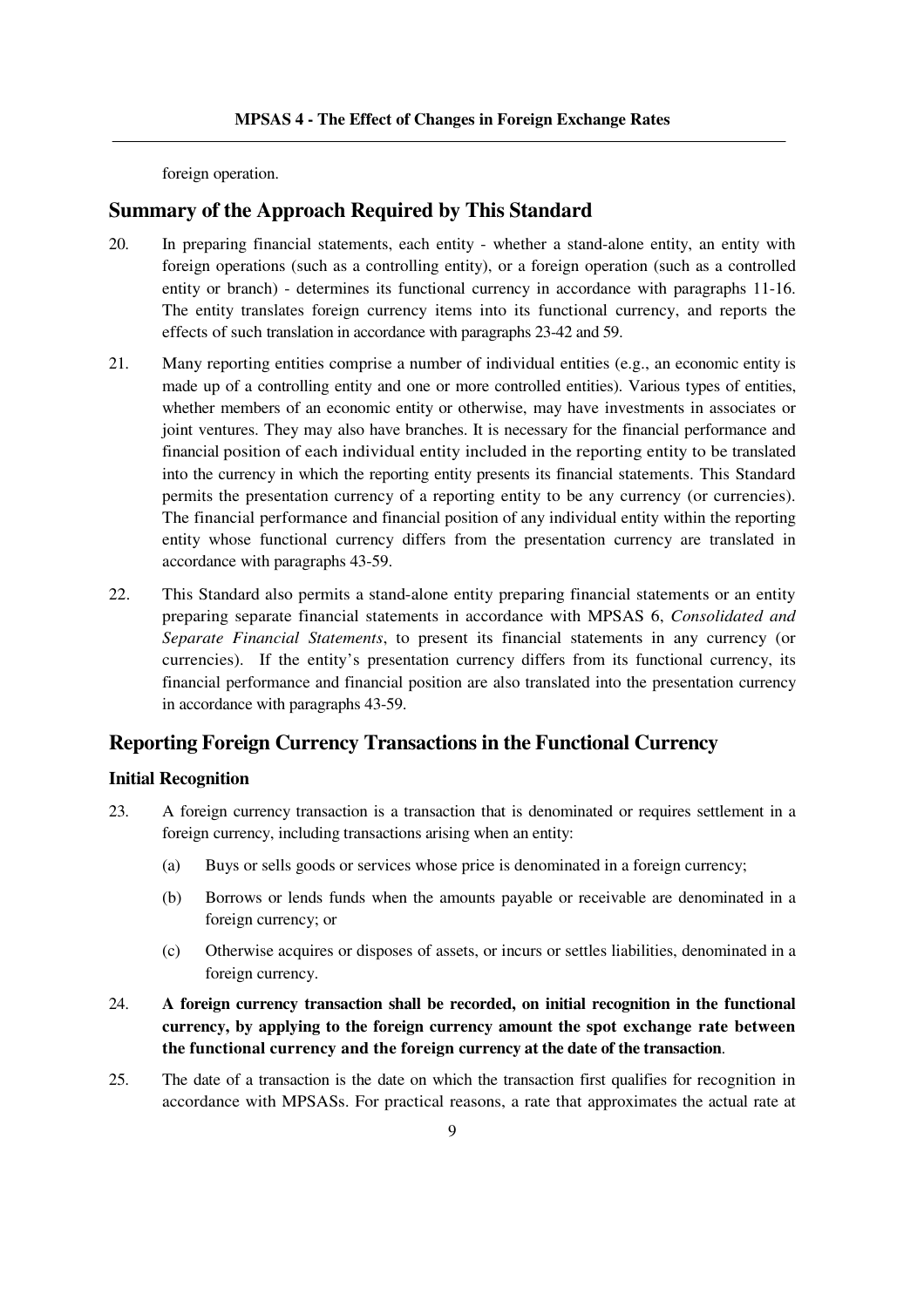foreign operation.

## Summary of the Approach Required by This Standard

20. In preparing financial statements, each entity - whether a stand-alone entity, an entity with foreign operations (such as a controlling entity), or a foreign operation (such as a controlled entity or branch) - determines its functional currency in accordance with paragraphs 11-16. The entity translates foreign currency items into its functional currency, and reports the effects of such translation in accordance with paragraphs 23-42 and 59.

21. Many reporting entities comprise a number of individual entities (e.g., an economic entity is made up of a controlling entity and one or more controlled entities). Various types of entities, whether members of an economic entity or otherwise, may have investments in associates or joint ventures. They may also have branches. It is necessary for the financial performance and financial position of each individual entity included in the reporting entity to be translated into the currency in which the reporting entity presents its financial statements. This Standard permits the presentation currency of a reporting entity to be any currency (or currencies). The financial performance and financial position of any individual entity within the reporting entity whose functional currency differs from the presentation currency are translated in accordance with paragraphs 43-59.

22. This Standard also permits a stand-alone entity preparing financial statements or an entity preparing separate financial statements in accordance with MPSAS 6, *Consolidated and Separate Financial Statements*, to present its financial statements in any currency (or currencies). If the entity's presentation currency differs from its functional currency, its financial performance and financial position are also translated into the presentation currency in accordance with paragraphs 43-59.

## Reporting Foreign Currency Transactions in the Functional Currency

### Initial Recognition

23. A foreign currency transaction is a transaction that is denominated or requires settlement in a foreign currency, including transactions arising when an entity:

    (a) Buys or sells goods or services whose price is denominated in a foreign currency;

    (b) Borrows or lends funds when the amounts payable or receivable are denominated in a foreign currency; or

    (c) Otherwise acquires or disposes of assets, or incurs or settles liabilities, denominated in a foreign currency.

24. **A foreign currency transaction shall be recorded, on initial recognition in the functional currency, by applying to the foreign currency amount the spot exchange rate between the functional currency and the foreign currency at the date of the transaction**.

25. The date of a transaction is the date on which the transaction first qualifies for recognition in accordance with MPSASs. For practical reasons, a rate that approximates the actual rate at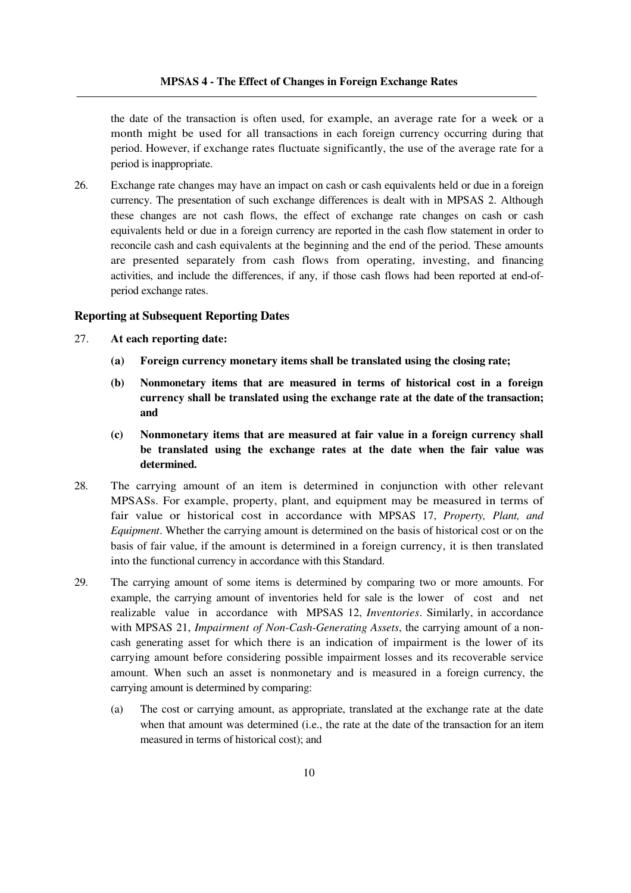the date of the transaction is often used, for example, an average rate for a week or a month might be used for all transactions in each foreign currency occurring during that period. However, if exchange rates fluctuate significantly, the use of the average rate for a period is inappropriate.

26. Exchange rate changes may have an impact on cash or cash equivalents held or due in a foreign currency. The presentation of such exchange differences is dealt with in MPSAS 2. Although these changes are not cash flows, the effect of exchange rate changes on cash or cash equivalents held or due in a foreign currency are reported in the cash flow statement in order to reconcile cash and cash equivalents at the beginning and the end of the period. These amounts are presented separately from cash flows from operating, investing, and financing activities, and include the differences, if any, if those cash flows had been reported at end-of-period exchange rates.

### Reporting at Subsequent Reporting Dates

27. **At each reporting date:**

    **(a) Foreign currency monetary items shall be translated using the closing rate;**

    **(b) Nonmonetary items that are measured in terms of historical cost in a foreign currency shall be translated using the exchange rate at the date of the transaction; and**

    **(c) Nonmonetary items that are measured at fair value in a foreign currency shall be translated using the exchange rates at the date when the fair value was determined.**

28. The carrying amount of an item is determined in conjunction with other relevant MPSASs. For example, property, plant, and equipment may be measured in terms of fair value or historical cost in accordance with MPSAS 17, *Property, Plant, and Equipment*. Whether the carrying amount is determined on the basis of historical cost or on the basis of fair value, if the amount is determined in a foreign currency, it is then translated into the functional currency in accordance with this Standard.

29. The carrying amount of some items is determined by comparing two or more amounts. For example, the carrying amount of inventories held for sale is the lower of cost and net realizable value in accordance with MPSAS 12, *Inventories*. Similarly, in accordance with MPSAS 21, *Impairment of Non-Cash-Generating Assets*, the carrying amount of a non-cash generating asset for which there is an indication of impairment is the lower of its carrying amount before considering possible impairment losses and its recoverable service amount. When such an asset is nonmonetary and is measured in a foreign currency, the carrying amount is determined by comparing:

    (a) The cost or carrying amount, as appropriate, translated at the exchange rate at the date when that amount was determined (i.e., the rate at the date of the transaction for an item measured in terms of historical cost); and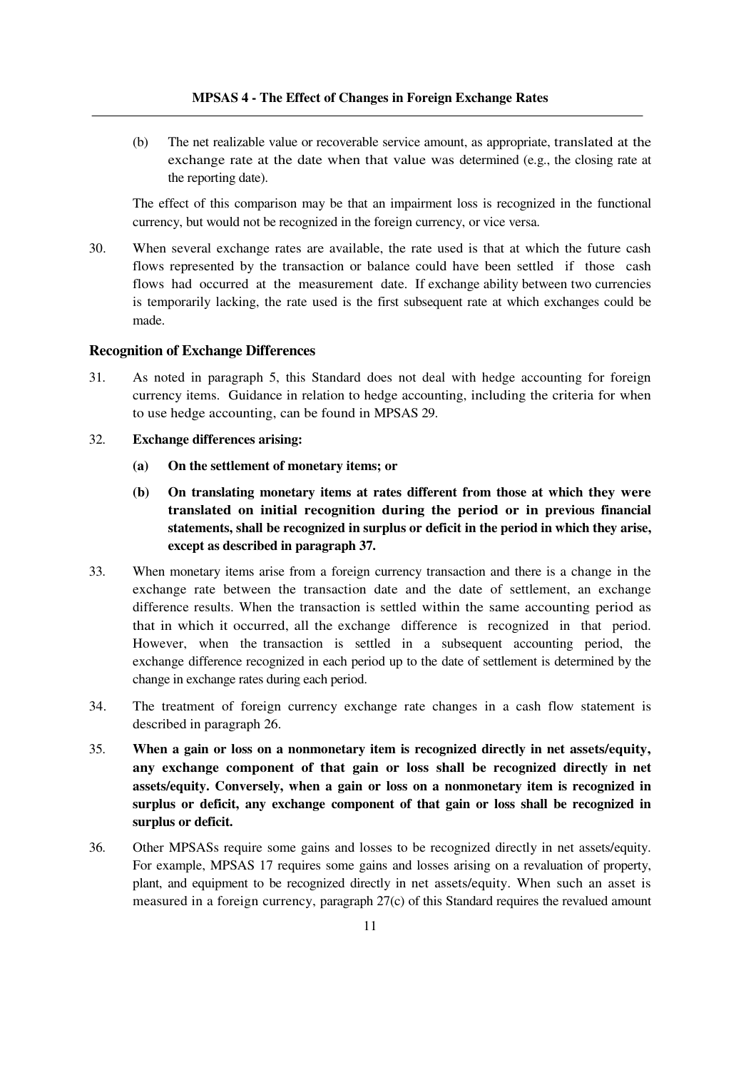(b) The net realizable value or recoverable service amount, as appropriate, translated at the exchange rate at the date when that value was determined (e.g., the closing rate at the reporting date).

The effect of this comparison may be that an impairment loss is recognized in the functional currency, but would not be recognized in the foreign currency, or vice versa.

30. When several exchange rates are available, the rate used is that at which the future cash flows represented by the transaction or balance could have been settled if those cash flows had occurred at the measurement date. If exchange ability between two currencies is temporarily lacking, the rate used is the first subsequent rate at which exchanges could be made.

### Recognition of Exchange Differences

31. As noted in paragraph 5, this Standard does not deal with hedge accounting for foreign currency items. Guidance in relation to hedge accounting, including the criteria for when to use hedge accounting, can be found in MPSAS 29.

32. **Exchange differences arising:**

    **(a) On the settlement of monetary items; or**

    **(b) On translating monetary items at rates different from those at which they were translated on initial recognition during the period or in previous financial statements, shall be recognized in surplus or deficit in the period in which they arise, except as described in paragraph 37.**

33. When monetary items arise from a foreign currency transaction and there is a change in the exchange rate between the transaction date and the date of settlement, an exchange difference results. When the transaction is settled within the same accounting period as that in which it occurred, all the exchange difference is recognized in that period. However, when the transaction is settled in a subsequent accounting period, the exchange difference recognized in each period up to the date of settlement is determined by the change in exchange rates during each period.

34. The treatment of foreign currency exchange rate changes in a cash flow statement is described in paragraph 26.

35. **When a gain or loss on a nonmonetary item is recognized directly in net assets/equity, any exchange component of that gain or loss shall be recognized directly in net assets/equity. Conversely, when a gain or loss on a nonmonetary item is recognized in surplus or deficit, any exchange component of that gain or loss shall be recognized in surplus or deficit.**

36. Other MPSASs require some gains and losses to be recognized directly in net assets/equity. For example, MPSAS 17 requires some gains and losses arising on a revaluation of property, plant, and equipment to be recognized directly in net assets/equity. When such an asset is measured in a foreign currency, paragraph 27(c) of this Standard requires the revalued amount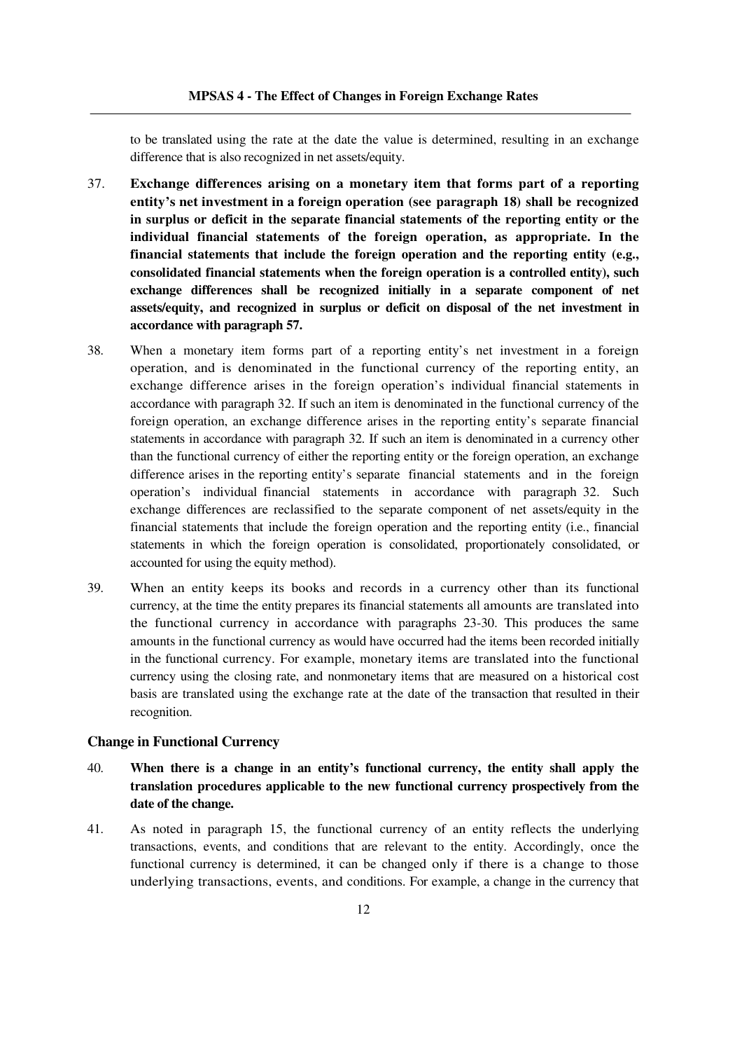to be translated using the rate at the date the value is determined, resulting in an exchange difference that is also recognized in net assets/equity.

37. **Exchange differences arising on a monetary item that forms part of a reporting entity's net investment in a foreign operation (see paragraph 18) shall be recognized in surplus or deficit in the separate financial statements of the reporting entity or the individual financial statements of the foreign operation, as appropriate. In the financial statements that include the foreign operation and the reporting entity (e.g., consolidated financial statements when the foreign operation is a controlled entity), such exchange differences shall be recognized initially in a separate component of net assets/equity, and recognized in surplus or deficit on disposal of the net investment in accordance with paragraph 57.**

38. When a monetary item forms part of a reporting entity's net investment in a foreign operation, and is denominated in the functional currency of the reporting entity, an exchange difference arises in the foreign operation's individual financial statements in accordance with paragraph 32. If such an item is denominated in the functional currency of the foreign operation, an exchange difference arises in the reporting entity's separate financial statements in accordance with paragraph 32. If such an item is denominated in a currency other than the functional currency of either the reporting entity or the foreign operation, an exchange difference arises in the reporting entity's separate financial statements and in the foreign operation's individual financial statements in accordance with paragraph 32. Such exchange differences are reclassified to the separate component of net assets/equity in the financial statements that include the foreign operation and the reporting entity (i.e., financial statements in which the foreign operation is consolidated, proportionately consolidated, or accounted for using the equity method).

39. When an entity keeps its books and records in a currency other than its functional currency, at the time the entity prepares its financial statements all amounts are translated into the functional currency in accordance with paragraphs 23-30. This produces the same amounts in the functional currency as would have occurred had the items been recorded initially in the functional currency. For example, monetary items are translated into the functional currency using the closing rate, and nonmonetary items that are measured on a historical cost basis are translated using the exchange rate at the date of the transaction that resulted in their recognition.

### Change in Functional Currency

40. **When there is a change in an entity's functional currency, the entity shall apply the translation procedures applicable to the new functional currency prospectively from the date of the change.**

41. As noted in paragraph 15, the functional currency of an entity reflects the underlying transactions, events, and conditions that are relevant to the entity. Accordingly, once the functional currency is determined, it can be changed only if there is a change to those underlying transactions, events, and conditions. For example, a change in the currency that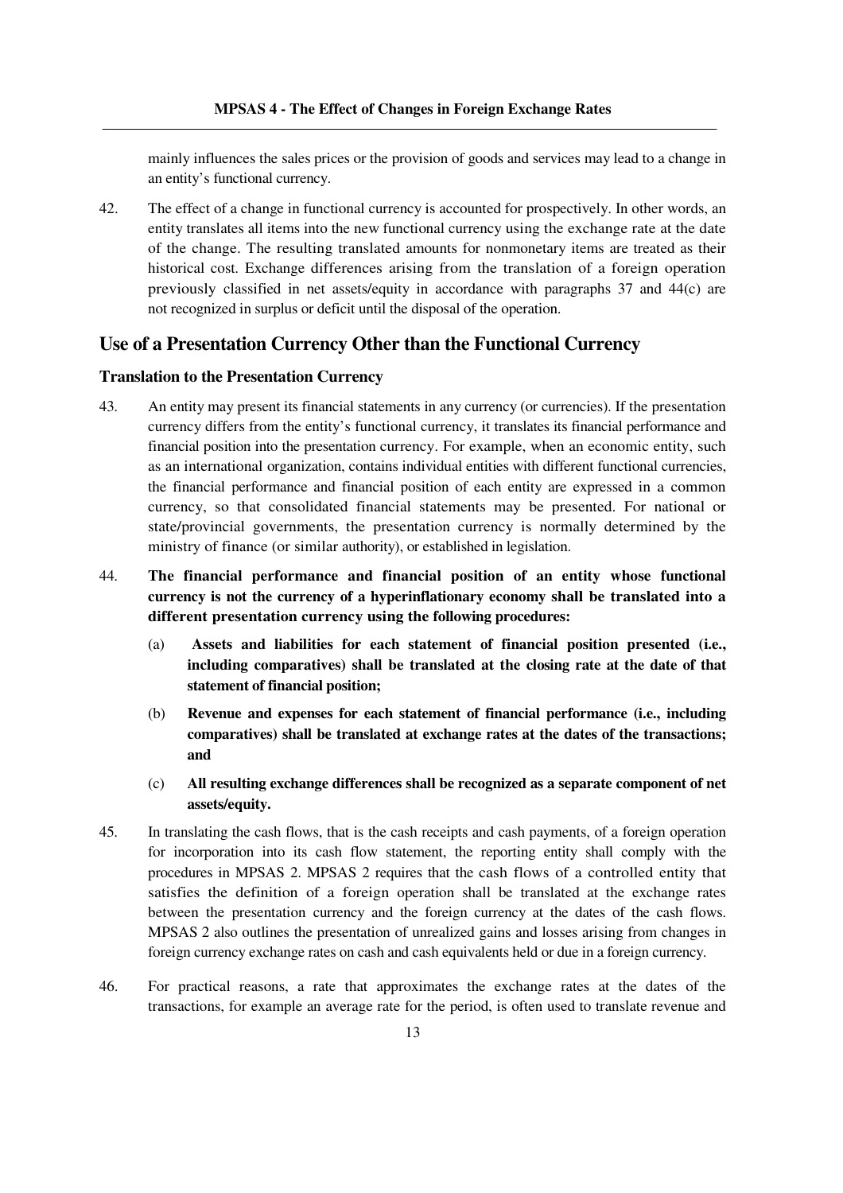mainly influences the sales prices or the provision of goods and services may lead to a change in an entity's functional currency.

42. The effect of a change in functional currency is accounted for prospectively. In other words, an entity translates all items into the new functional currency using the exchange rate at the date of the change. The resulting translated amounts for nonmonetary items are treated as their historical cost. Exchange differences arising from the translation of a foreign operation previously classified in net assets/equity in accordance with paragraphs 37 and 44(c) are not recognized in surplus or deficit until the disposal of the operation.

## Use of a Presentation Currency Other than the Functional Currency

### Translation to the Presentation Currency

43. An entity may present its financial statements in any currency (or currencies). If the presentation currency differs from the entity's functional currency, it translates its financial performance and financial position into the presentation currency. For example, when an economic entity, such as an international organization, contains individual entities with different functional currencies, the financial performance and financial position of each entity are expressed in a common currency, so that consolidated financial statements may be presented. For national or state/provincial governments, the presentation currency is normally determined by the ministry of finance (or similar authority), or established in legislation.

44. **The financial performance and financial position of an entity whose functional currency is not the currency of a hyperinflationary economy shall be translated into a different presentation currency using the following procedures:**

    (a) **Assets and liabilities for each statement of financial position presented (i.e., including comparatives) shall be translated at the closing rate at the date of that statement of financial position;**

    (b) **Revenue and expenses for each statement of financial performance (i.e., including comparatives) shall be translated at exchange rates at the dates of the transactions; and**

    (c) **All resulting exchange differences shall be recognized as a separate component of net assets/equity.**

45. In translating the cash flows, that is the cash receipts and cash payments, of a foreign operation for incorporation into its cash flow statement, the reporting entity shall comply with the procedures in MPSAS 2. MPSAS 2 requires that the cash flows of a controlled entity that satisfies the definition of a foreign operation shall be translated at the exchange rates between the presentation currency and the foreign currency at the dates of the cash flows. MPSAS 2 also outlines the presentation of unrealized gains and losses arising from changes in foreign currency exchange rates on cash and cash equivalents held or due in a foreign currency.

46. For practical reasons, a rate that approximates the exchange rates at the dates of the transactions, for example an average rate for the period, is often used to translate revenue and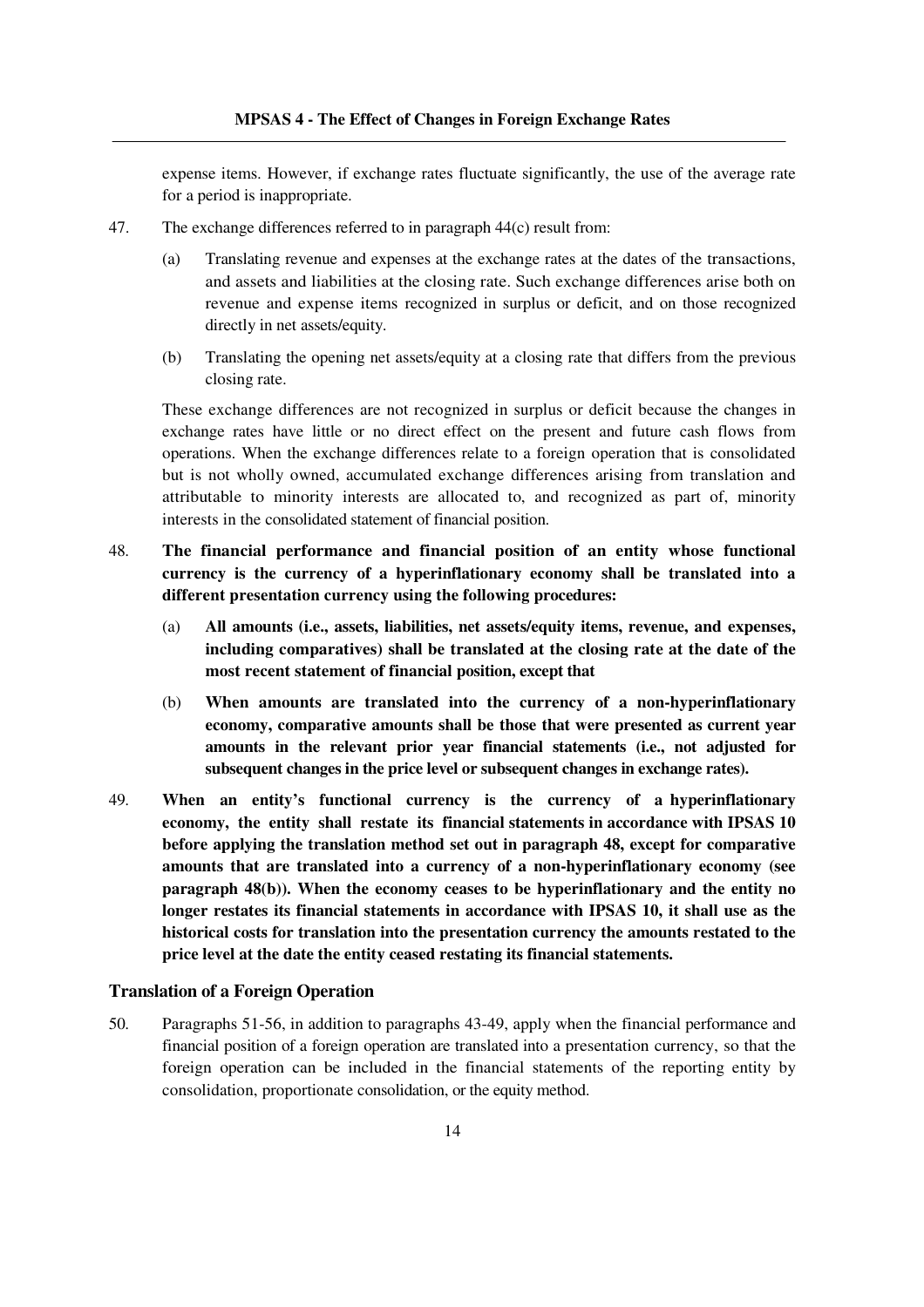expense items. However, if exchange rates fluctuate significantly, the use of the average rate for a period is inappropriate.

47. The exchange differences referred to in paragraph 44(c) result from:

    (a) Translating revenue and expenses at the exchange rates at the dates of the transactions, and assets and liabilities at the closing rate. Such exchange differences arise both on revenue and expense items recognized in surplus or deficit, and on those recognized directly in net assets/equity.

    (b) Translating the opening net assets/equity at a closing rate that differs from the previous closing rate.

    These exchange differences are not recognized in surplus or deficit because the changes in exchange rates have little or no direct effect on the present and future cash flows from operations. When the exchange differences relate to a foreign operation that is consolidated but is not wholly owned, accumulated exchange differences arising from translation and attributable to minority interests are allocated to, and recognized as part of, minority interests in the consolidated statement of financial position.

48. **The financial performance and financial position of an entity whose functional currency is the currency of a hyperinflationary economy shall be translated into a different presentation currency using the following procedures:**

    (a) **All amounts (i.e., assets, liabilities, net assets/equity items, revenue, and expenses, including comparatives) shall be translated at the closing rate at the date of the most recent statement of financial position, except that**

    (b) **When amounts are translated into the currency of a non-hyperinflationary economy, comparative amounts shall be those that were presented as current year amounts in the relevant prior year financial statements (i.e., not adjusted for subsequent changes in the price level or subsequent changes in exchange rates).**

49. **When an entity's functional currency is the currency of a hyperinflationary economy, the entity shall restate its financial statements in accordance with IPSAS 10 before applying the translation method set out in paragraph 48, except for comparative amounts that are translated into a currency of a non-hyperinflationary economy (see paragraph 48(b)). When the economy ceases to be hyperinflationary and the entity no longer restates its financial statements in accordance with IPSAS 10, it shall use as the historical costs for translation into the presentation currency the amounts restated to the price level at the date the entity ceased restating its financial statements.**

### Translation of a Foreign Operation

50. Paragraphs 51-56, in addition to paragraphs 43-49, apply when the financial performance and financial position of a foreign operation are translated into a presentation currency, so that the foreign operation can be included in the financial statements of the reporting entity by consolidation, proportionate consolidation, or the equity method.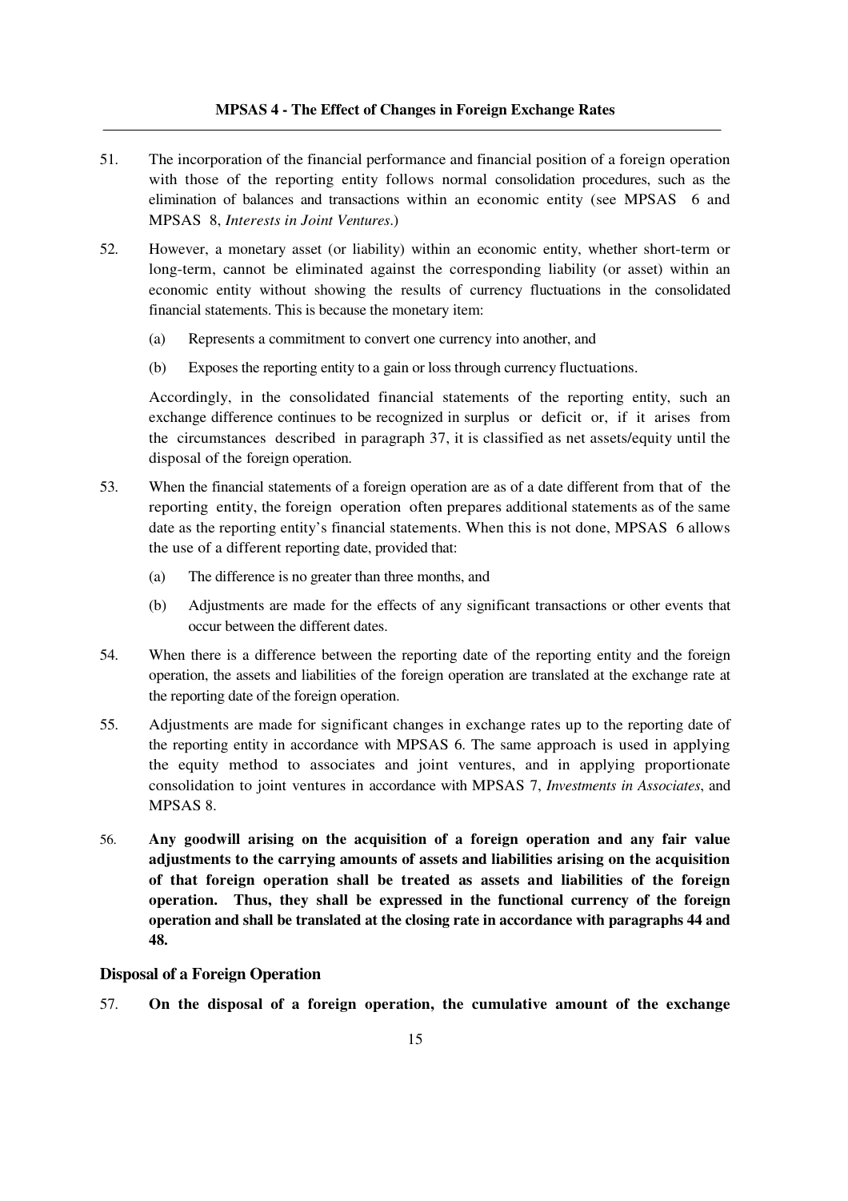51. The incorporation of the financial performance and financial position of a foreign operation with those of the reporting entity follows normal consolidation procedures, such as the elimination of balances and transactions within an economic entity (see MPSAS 6 and MPSAS 8, *Interests in Joint Ventures*.)

52. However, a monetary asset (or liability) within an economic entity, whether short-term or long-term, cannot be eliminated against the corresponding liability (or asset) within an economic entity without showing the results of currency fluctuations in the consolidated financial statements. This is because the monetary item:

    (a) Represents a commitment to convert one currency into another, and

    (b) Exposes the reporting entity to a gain or loss through currency fluctuations.

    Accordingly, in the consolidated financial statements of the reporting entity, such an exchange difference continues to be recognized in surplus or deficit or, if it arises from the circumstances described in paragraph 37, it is classified as net assets/equity until the disposal of the foreign operation.

53. When the financial statements of a foreign operation are as of a date different from that of the reporting entity, the foreign operation often prepares additional statements as of the same date as the reporting entity's financial statements. When this is not done, MPSAS 6 allows the use of a different reporting date, provided that:

    (a) The difference is no greater than three months, and

    (b) Adjustments are made for the effects of any significant transactions or other events that occur between the different dates.

54. When there is a difference between the reporting date of the reporting entity and the foreign operation, the assets and liabilities of the foreign operation are translated at the exchange rate at the reporting date of the foreign operation.

55. Adjustments are made for significant changes in exchange rates up to the reporting date of the reporting entity in accordance with MPSAS 6. The same approach is used in applying the equity method to associates and joint ventures, and in applying proportionate consolidation to joint ventures in accordance with MPSAS 7, *Investments in Associates*, and MPSAS 8.

56. **Any goodwill arising on the acquisition of a foreign operation and any fair value adjustments to the carrying amounts of assets and liabilities arising on the acquisition of that foreign operation shall be treated as assets and liabilities of the foreign operation. Thus, they shall be expressed in the functional currency of the foreign operation and shall be translated at the closing rate in accordance with paragraphs 44 and 48.**

### Disposal of a Foreign Operation

57. **On the disposal of a foreign operation, the cumulative amount of the exchange**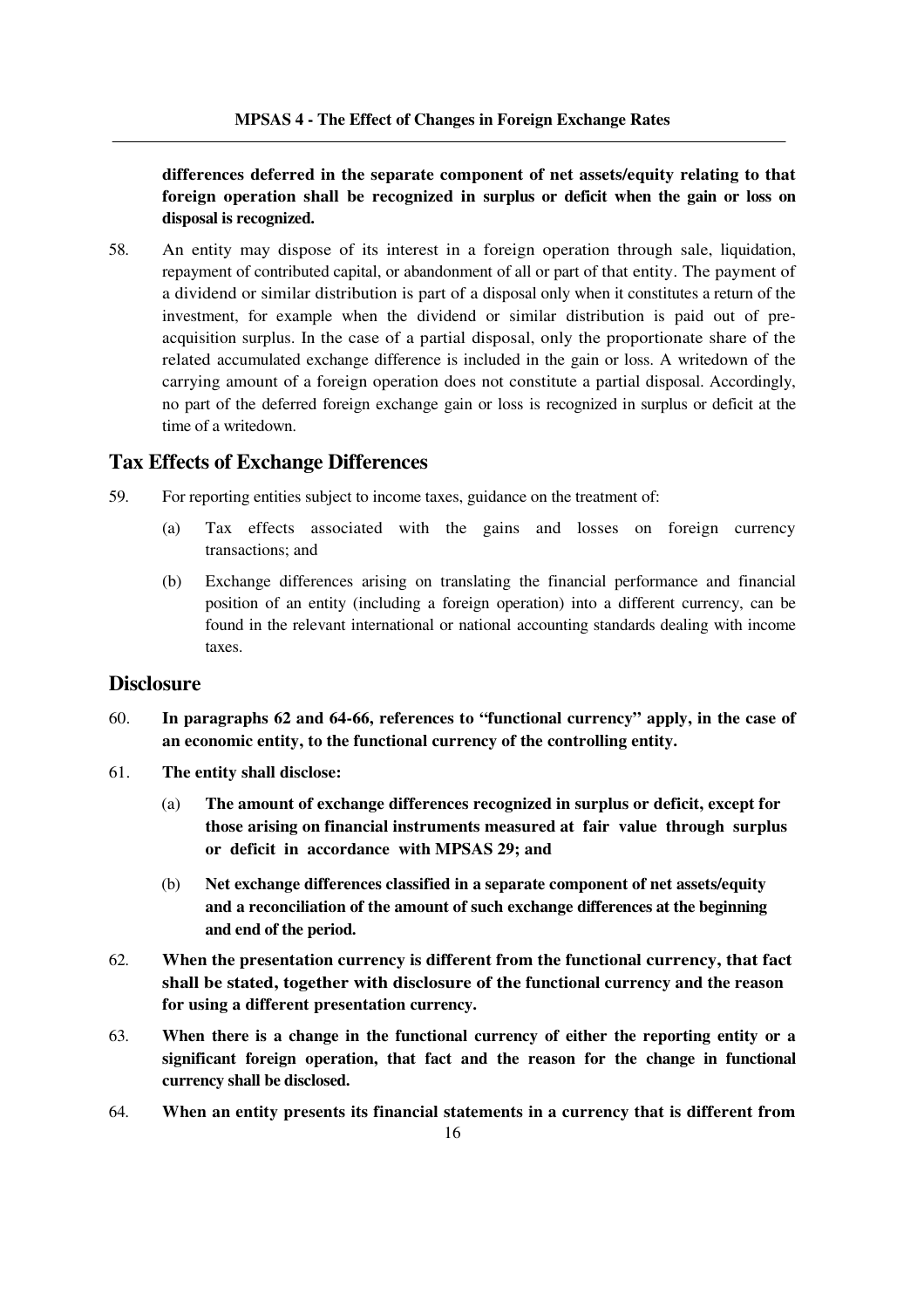**differences deferred in the separate component of net assets/equity relating to that foreign operation shall be recognized in surplus or deficit when the gain or loss on disposal is recognized.**

58. An entity may dispose of its interest in a foreign operation through sale, liquidation, repayment of contributed capital, or abandonment of all or part of that entity. The payment of a dividend or similar distribution is part of a disposal only when it constitutes a return of the investment, for example when the dividend or similar distribution is paid out of pre-acquisition surplus. In the case of a partial disposal, only the proportionate share of the related accumulated exchange difference is included in the gain or loss. A writedown of the carrying amount of a foreign operation does not constitute a partial disposal. Accordingly, no part of the deferred foreign exchange gain or loss is recognized in surplus or deficit at the time of a writedown.

## Tax Effects of Exchange Differences

59. For reporting entities subject to income taxes, guidance on the treatment of:

    (a) Tax effects associated with the gains and losses on foreign currency transactions; and

    (b) Exchange differences arising on translating the financial performance and financial position of an entity (including a foreign operation) into a different currency, can be found in the relevant international or national accounting standards dealing with income taxes.

## Disclosure

60. **In paragraphs 62 and 64-66, references to "functional currency" apply, in the case of an economic entity, to the functional currency of the controlling entity.**

61. **The entity shall disclose:**

    (a) **The amount of exchange differences recognized in surplus or deficit, except for those arising on financial instruments measured at fair value through surplus or deficit in accordance with MPSAS 29; and**

    (b) **Net exchange differences classified in a separate component of net assets/equity and a reconciliation of the amount of such exchange differences at the beginning and end of the period.**

62. **When the presentation currency is different from the functional currency, that fact shall be stated, together with disclosure of the functional currency and the reason for using a different presentation currency.**

63. **When there is a change in the functional currency of either the reporting entity or a significant foreign operation, that fact and the reason for the change in functional currency shall be disclosed.**

64. **When an entity presents its financial statements in a currency that is different from**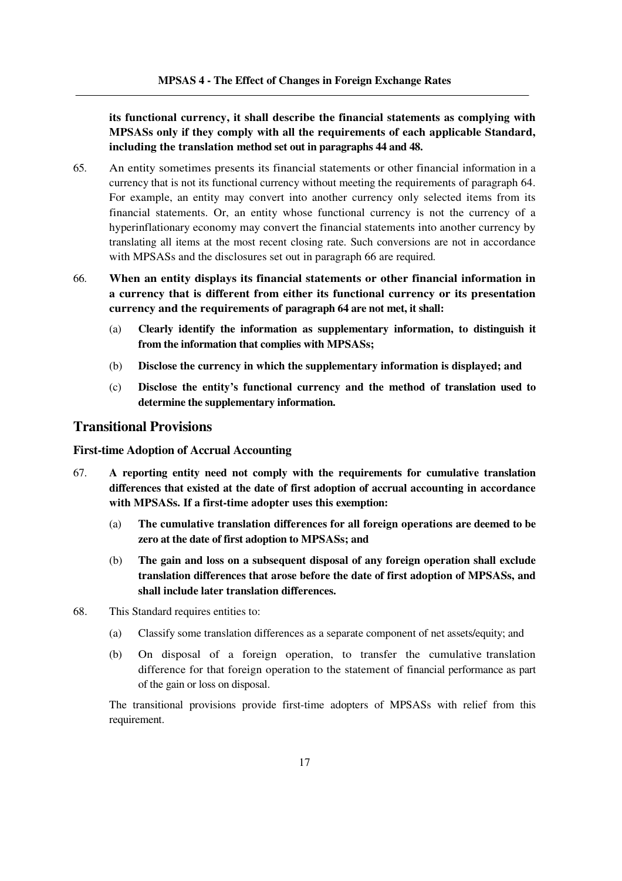**its functional currency, it shall describe the financial statements as complying with MPSASs only if they comply with all the requirements of each applicable Standard, including the translation method set out in paragraphs 44 and 48.**

65. An entity sometimes presents its financial statements or other financial information in a currency that is not its functional currency without meeting the requirements of paragraph 64. For example, an entity may convert into another currency only selected items from its financial statements. Or, an entity whose functional currency is not the currency of a hyperinflationary economy may convert the financial statements into another currency by translating all items at the most recent closing rate. Such conversions are not in accordance with MPSASs and the disclosures set out in paragraph 66 are required.

66. **When an entity displays its financial statements or other financial information in a currency that is different from either its functional currency or its presentation currency and the requirements of paragraph 64 are not met, it shall:**

    (a) **Clearly identify the information as supplementary information, to distinguish it from the information that complies with MPSASs;**

    (b) **Disclose the currency in which the supplementary information is displayed; and**

    (c) **Disclose the entity's functional currency and the method of translation used to determine the supplementary information.**

## Transitional Provisions

### First-time Adoption of Accrual Accounting

67. **A reporting entity need not comply with the requirements for cumulative translation differences that existed at the date of first adoption of accrual accounting in accordance with MPSASs. If a first-time adopter uses this exemption:**

    (a) **The cumulative translation differences for all foreign operations are deemed to be zero at the date of first adoption to MPSASs; and**

    (b) **The gain and loss on a subsequent disposal of any foreign operation shall exclude translation differences that arose before the date of first adoption of MPSASs, and shall include later translation differences.**

68. This Standard requires entities to:

    (a) Classify some translation differences as a separate component of net assets/equity; and

    (b) On disposal of a foreign operation, to transfer the cumulative translation difference for that foreign operation to the statement of financial performance as part of the gain or loss on disposal.

    The transitional provisions provide first-time adopters of MPSASs with relief from this requirement.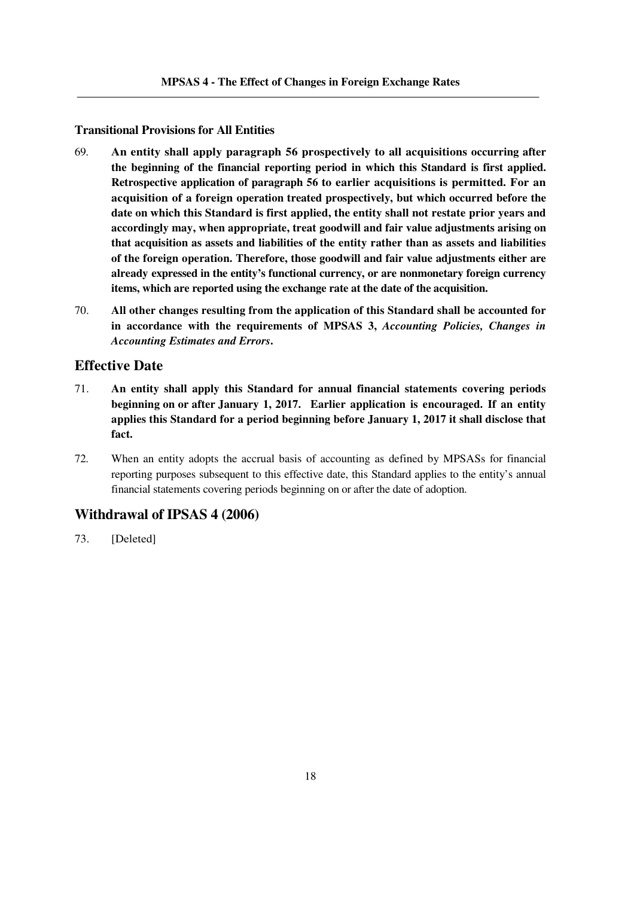### Transitional Provisions for All Entities

69. **An entity shall apply paragraph 56 prospectively to all acquisitions occurring after the beginning of the financial reporting period in which this Standard is first applied. Retrospective application of paragraph 56 to earlier acquisitions is permitted. For an acquisition of a foreign operation treated prospectively, but which occurred before the date on which this Standard is first applied, the entity shall not restate prior years and accordingly may, when appropriate, treat goodwill and fair value adjustments arising on that acquisition as assets and liabilities of the entity rather than as assets and liabilities of the foreign operation. Therefore, those goodwill and fair value adjustments either are already expressed in the entity's functional currency, or are nonmonetary foreign currency items, which are reported using the exchange rate at the date of the acquisition.**

70. **All other changes resulting from the application of this Standard shall be accounted for in accordance with the requirements of MPSAS 3, *Accounting Policies, Changes in Accounting Estimates and Errors*.**

## Effective Date

71. **An entity shall apply this Standard for annual financial statements covering periods beginning on or after January 1, 2017. Earlier application is encouraged. If an entity applies this Standard for a period beginning before January 1, 2017 it shall disclose that fact.**

72. When an entity adopts the accrual basis of accounting as defined by MPSASs for financial reporting purposes subsequent to this effective date, this Standard applies to the entity's annual financial statements covering periods beginning on or after the date of adoption.

## Withdrawal of IPSAS 4 (2006)

73. [Deleted]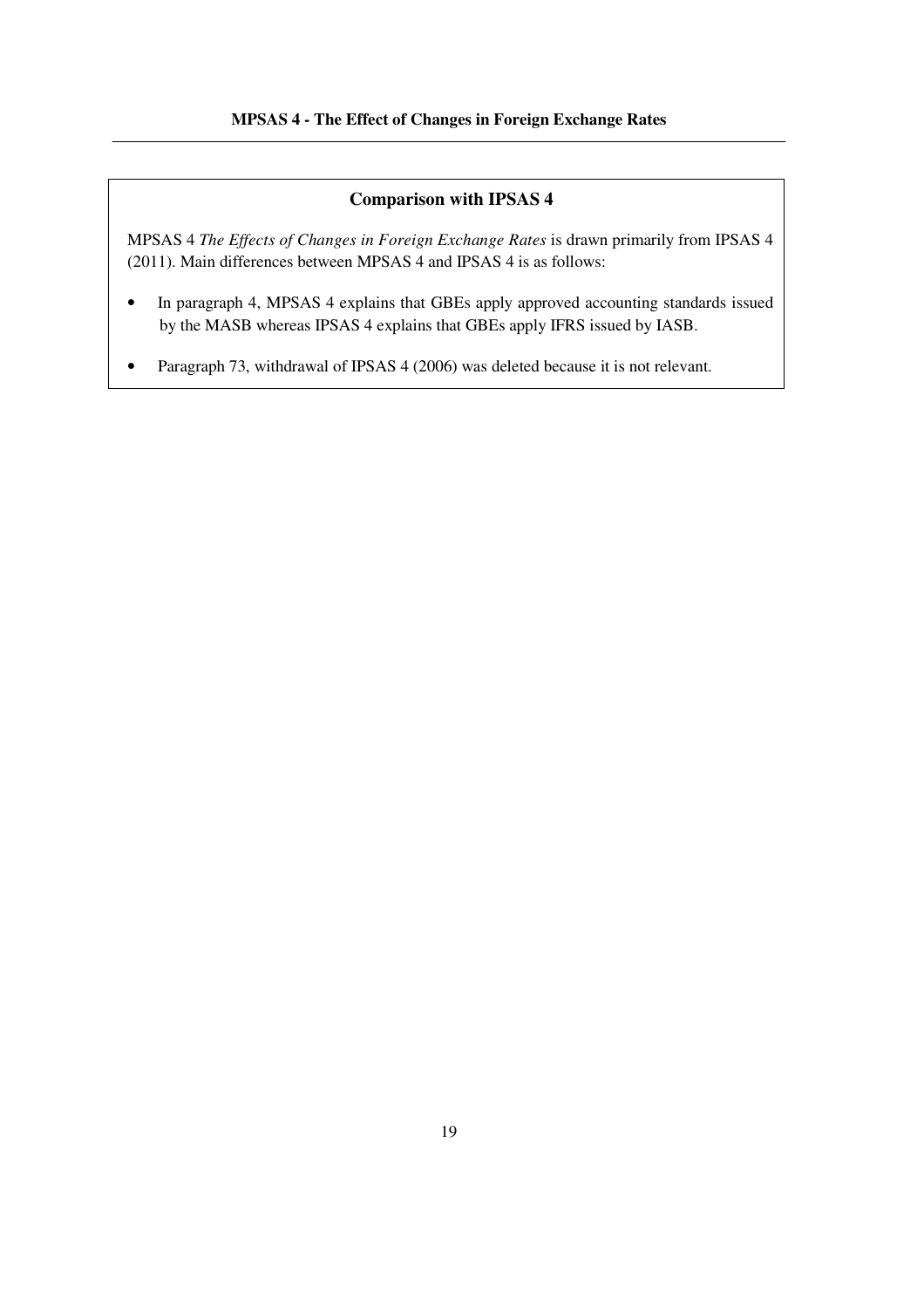## Comparison with IPSAS 4

MPSAS 4 *The Effects of Changes in Foreign Exchange Rates* is drawn primarily from IPSAS 4 (2011). Main differences between MPSAS 4 and IPSAS 4 is as follows:

- In paragraph 4, MPSAS 4 explains that GBEs apply approved accounting standards issued by the MASB whereas IPSAS 4 explains that GBEs apply IFRS issued by IASB.
- Paragraph 73, withdrawal of IPSAS 4 (2006) was deleted because it is not relevant.